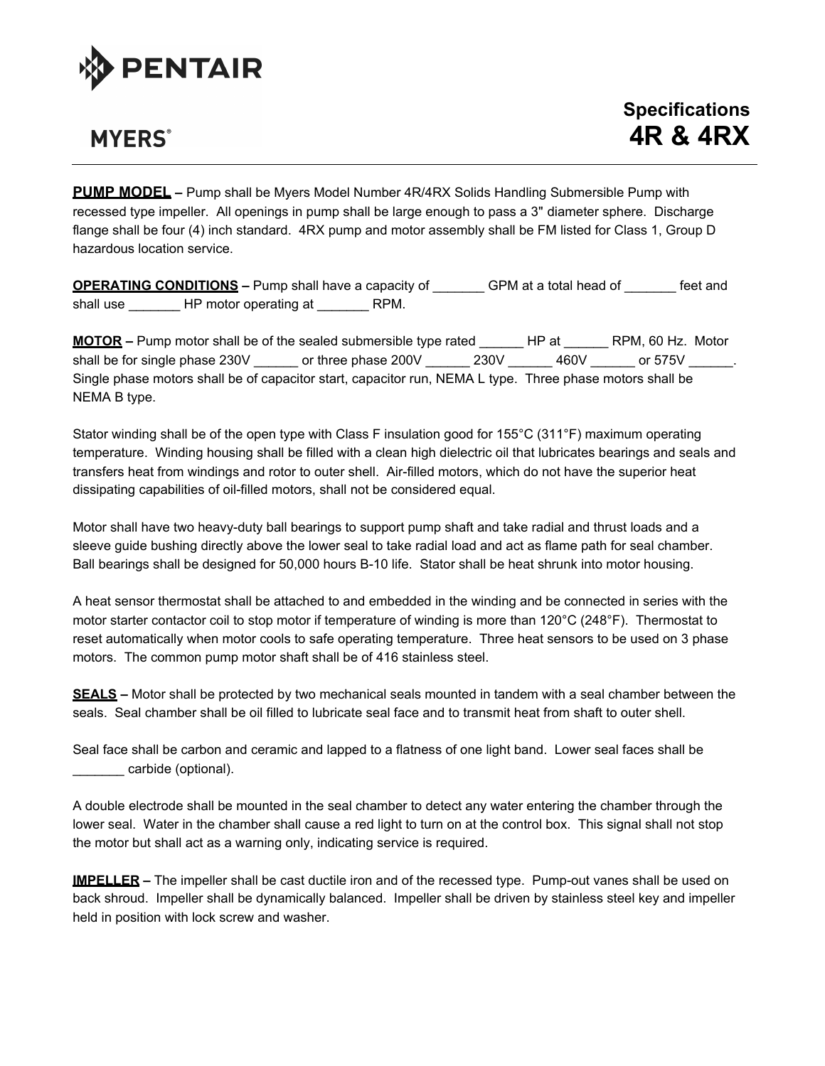PENTAIR

MYERS®

# Specifications 4R & 4RX

**PUMP MODEL –** Pump shall be Myers Model Number 4R/4RX Solids Handling Submersible Pump with recessed type impeller. All openings in pump shall be large enough to pass a 3" diameter sphere. Discharge flange shall be four (4) inch standard. 4RX pump and motor assembly shall be FM listed for Class 1, Group D hazardous location service.

**OPERATING CONDITIONS –** Pump shall have a capacity of _______ GPM at a total head of _______ feet and shall use _______ HP motor operating at _______ RPM.

**MOTOR –** Pump motor shall be of the sealed submersible type rated ______ HP at ______ RPM, 60 Hz. Motor shall be for single phase 230V ______ or three phase 200V ______ 230V ______ 460V ______ or 575V ______. Single phase motors shall be of capacitor start, capacitor run, NEMA L type. Three phase motors shall be NEMA B type.

Stator winding shall be of the open type with Class F insulation good for 155°C (311°F) maximum operating temperature. Winding housing shall be filled with a clean high dielectric oil that lubricates bearings and seals and transfers heat from windings and rotor to outer shell. Air-filled motors, which do not have the superior heat dissipating capabilities of oil-filled motors, shall not be considered equal.

Motor shall have two heavy-duty ball bearings to support pump shaft and take radial and thrust loads and a sleeve guide bushing directly above the lower seal to take radial load and act as flame path for seal chamber. Ball bearings shall be designed for 50,000 hours B-10 life. Stator shall be heat shrunk into motor housing.

A heat sensor thermostat shall be attached to and embedded in the winding and be connected in series with the motor starter contactor coil to stop motor if temperature of winding is more than 120°C (248°F). Thermostat to reset automatically when motor cools to safe operating temperature. Three heat sensors to be used on 3 phase motors. The common pump motor shaft shall be of 416 stainless steel.

**SEALS –** Motor shall be protected by two mechanical seals mounted in tandem with a seal chamber between the seals. Seal chamber shall be oil filled to lubricate seal face and to transmit heat from shaft to outer shell.

Seal face shall be carbon and ceramic and lapped to a flatness of one light band. Lower seal faces shall be _______ carbide (optional).

A double electrode shall be mounted in the seal chamber to detect any water entering the chamber through the lower seal. Water in the chamber shall cause a red light to turn on at the control box. This signal shall not stop the motor but shall act as a warning only, indicating service is required.

**IMPELLER –** The impeller shall be cast ductile iron and of the recessed type. Pump-out vanes shall be used on back shroud. Impeller shall be dynamically balanced. Impeller shall be driven by stainless steel key and impeller held in position with lock screw and washer.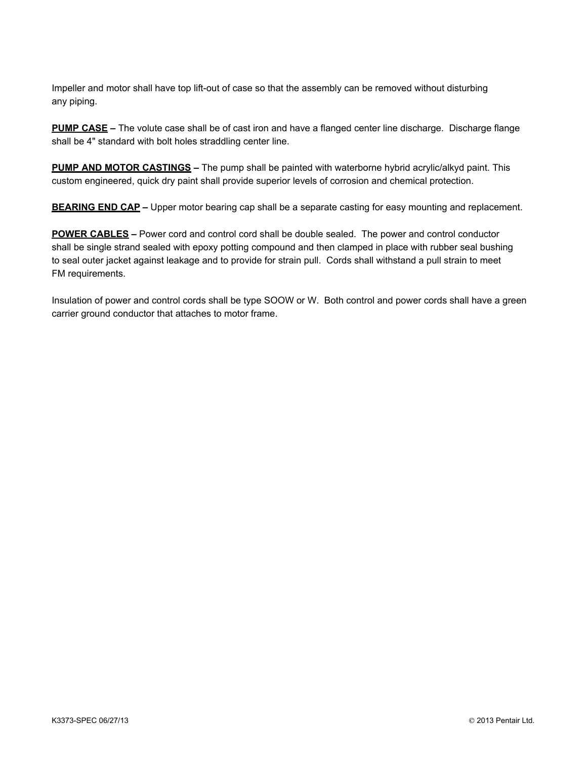Impeller and motor shall have top lift-out of case so that the assembly can be removed without disturbing any piping.

**PUMP CASE –** The volute case shall be of cast iron and have a flanged center line discharge. Discharge flange shall be 4" standard with bolt holes straddling center line.

**PUMP AND MOTOR CASTINGS –** The pump shall be painted with waterborne hybrid acrylic/alkyd paint. This custom engineered, quick dry paint shall provide superior levels of corrosion and chemical protection.

**BEARING END CAP –** Upper motor bearing cap shall be a separate casting for easy mounting and replacement.

**POWER CABLES –** Power cord and control cord shall be double sealed. The power and control conductor shall be single strand sealed with epoxy potting compound and then clamped in place with rubber seal bushing to seal outer jacket against leakage and to provide for strain pull. Cords shall withstand a pull strain to meet FM requirements.

Insulation of power and control cords shall be type SOOW or W. Both control and power cords shall have a green carrier ground conductor that attaches to motor frame.